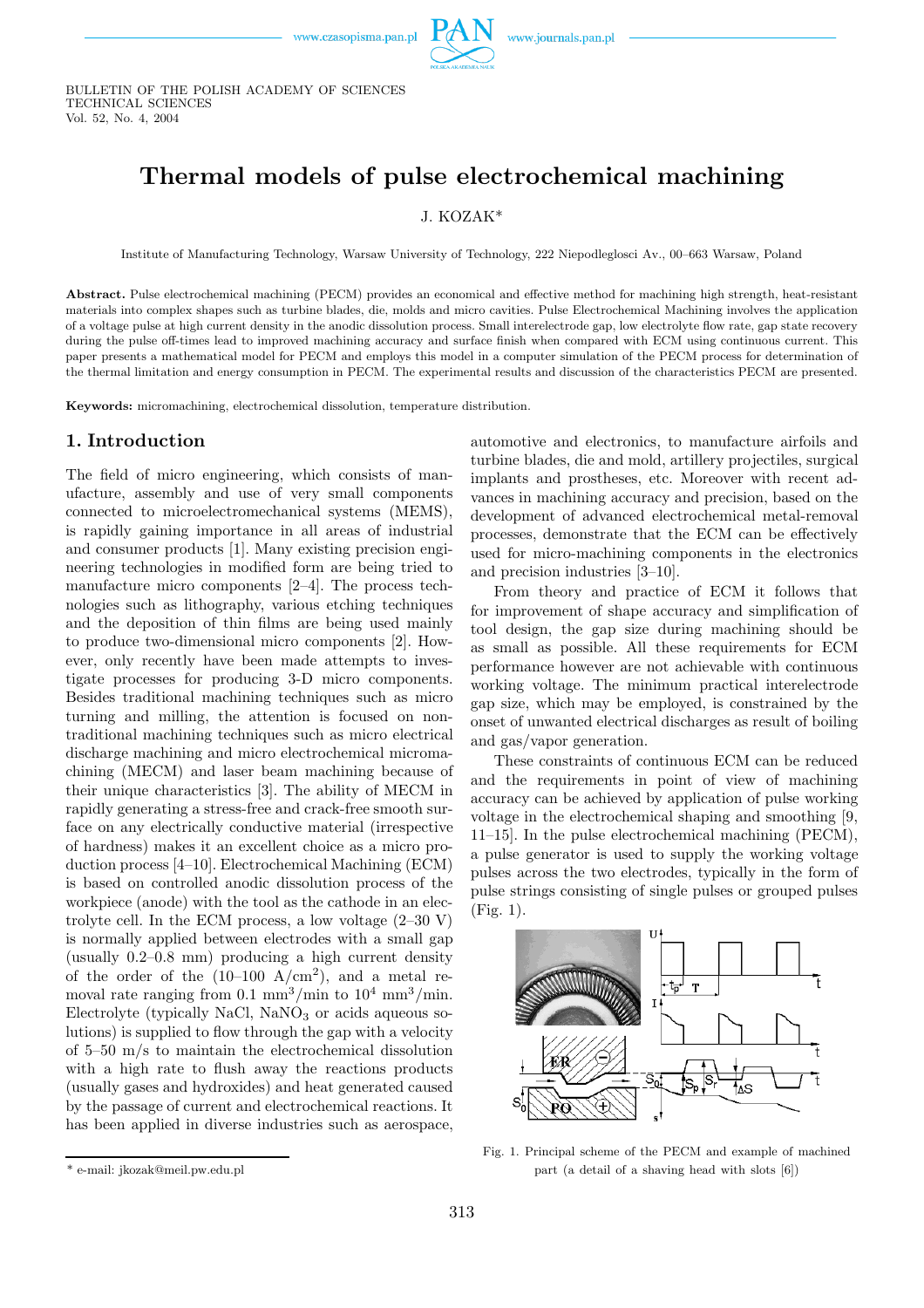BULLETIN OF THE POLISH ACADEMY OF SCIENCES
TECHNICAL SCIENCES
Vol. 52, No. 4, 2004

# Thermal models of pulse electrochemical machining

J. KOZAK*

Institute of Manufacturing Technology, Warsaw University of Technology, 222 Niepodleglosci Av., 00–663 Warsaw, Poland

**Abstract.** Pulse electrochemical machining (PECM) provides an economical and effective method for machining high strength, heat-resistant materials into complex shapes such as turbine blades, die, molds and micro cavities. Pulse Electrochemical Machining involves the application of a voltage pulse at high current density in the anodic dissolution process. Small interelectrode gap, low electrolyte flow rate, gap state recovery during the pulse off-times lead to improved machining accuracy and surface finish when compared with ECM using continuous current. This paper presents a mathematical model for PECM and employs this model in a computer simulation of the PECM process for determination of the thermal limitation and energy consumption in PECM. The experimental results and discussion of the characteristics PECM are presented.

**Keywords:** micromachining, electrochemical dissolution, temperature distribution.

## 1. Introduction

The field of micro engineering, which consists of manufacture, assembly and use of very small components connected to microelectromechanical systems (MEMS), is rapidly gaining importance in all areas of industrial and consumer products [1]. Many existing precision engineering technologies in modified form are being tried to manufacture micro components [2–4]. The process technologies such as lithography, various etching techniques and the deposition of thin films are being used mainly to produce two-dimensional micro components [2]. However, only recently have been made attempts to investigate processes for producing 3-D micro components. Besides traditional machining techniques such as micro turning and milling, the attention is focused on non-traditional machining techniques such as micro electrical discharge machining and micro electrochemical micromachining (MECM) and laser beam machining because of their unique characteristics [3]. The ability of MECM in rapidly generating a stress-free and crack-free smooth surface on any electrically conductive material (irrespective of hardness) makes it an excellent choice as a micro production process [4–10]. Electrochemical Machining (ECM) is based on controlled anodic dissolution process of the workpiece (anode) with the tool as the cathode in an electrolyte cell. In the ECM process, a low voltage (2–30 V) is normally applied between electrodes with a small gap (usually 0.2–0.8 mm) producing a high current density of the order of the (10–100 A/cm$^2$), and a metal removal rate ranging from 0.1 mm$^3$/min to $10^4$ mm$^3$/min. Electrolyte (typically NaCl, $NaNO_3$ or acids aqueous solutions) is supplied to flow through the gap with a velocity of 5–50 m/s to maintain the electrochemical dissolution with a high rate to flush away the reactions products (usually gases and hydroxides) and heat generated caused by the passage of current and electrochemical reactions. It has been applied in diverse industries such as aerospace, automotive and electronics, to manufacture airfoils and turbine blades, die and mold, artillery projectiles, surgical implants and prostheses, etc. Moreover with recent advances in machining accuracy and precision, based on the development of advanced electrochemical metal-removal processes, demonstrate that the ECM can be effectively used for micro-machining components in the electronics and precision industries [3–10].

From theory and practice of ECM it follows that for improvement of shape accuracy and simplification of tool design, the gap size during machining should be as small as possible. All these requirements for ECM performance however are not achievable with continuous working voltage. The minimum practical interelectrode gap size, which may be employed, is constrained by the onset of unwanted electrical discharges as result of boiling and gas/vapor generation.

These constraints of continuous ECM can be reduced and the requirements in point of view of machining accuracy can be achieved by application of pulse working voltage in the electrochemical shaping and smoothing [9, 11–15]. In the pulse electrochemical machining (PECM), a pulse generator is used to supply the working voltage pulses across the two electrodes, typically in the form of pulse strings consisting of single pulses or grouped pulses (Fig. 1).

Fig. 1. Principal scheme of the PECM and example of machined part (a detail of a shaving head with slots [6])

\* e-mail: jkozak@meil.pw.edu.pl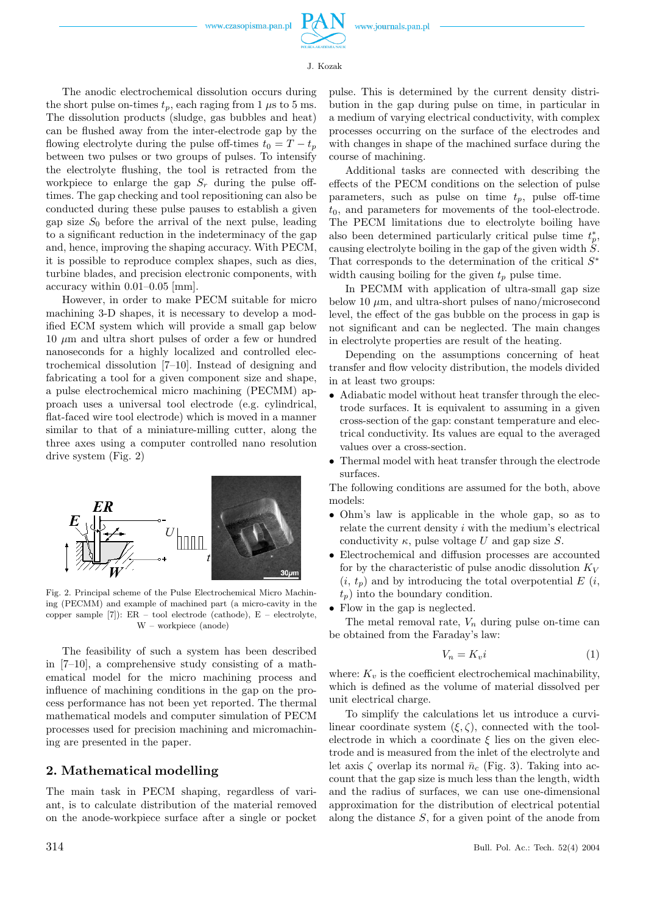The anodic electrochemical dissolution occurs during the short pulse on-times $t_p$, each raging from 1 $\mu$s to 5 ms. The dissolution products (sludge, gas bubbles and heat) can be flushed away from the inter-electrode gap by the flowing electrolyte during the pulse off-times $t_0 = T - t_p$ between two pulses or two groups of pulses. To intensify the electrolyte flushing, the tool is retracted from the workpiece to enlarge the gap $S_r$ during the pulse off-times. The gap checking and tool repositioning can also be conducted during these pulse pauses to establish a given gap size $S_0$ before the arrival of the next pulse, leading to a significant reduction in the indeterminacy of the gap and, hence, improving the shaping accuracy. With PECM, it is possible to reproduce complex shapes, such as dies, turbine blades, and precision electronic components, with accuracy within 0.01–0.05 [mm].

However, in order to make PECM suitable for micro machining 3-D shapes, it is necessary to develop a modified ECM system which will provide a small gap below 10 $\mu$m and ultra short pulses of order a few or hundred nanoseconds for a highly localized and controlled electrochemical dissolution [7–10]. Instead of designing and fabricating a tool for a given component size and shape, a pulse electrochemical micro machining (PECMM) approach uses a universal tool electrode (e.g. cylindrical, flat-faced wire tool electrode) which is moved in a manner similar to that of a miniature-milling cutter, along the three axes using a computer controlled nano resolution drive system (Fig. 2)

Fig. 2. Principal scheme of the Pulse Electrochemical Micro Machining (PECMM) and example of machined part (a micro-cavity in the copper sample [7]): ER – tool electrode (cathode), E – electrolyte, W – workpiece (anode)

The feasibility of such a system has been described in [7–10], a comprehensive study consisting of a mathematical model for the micro machining process and influence of machining conditions in the gap on the process performance has not been yet reported. The thermal mathematical models and computer simulation of PECM processes used for precision machining and micromachining are presented in the paper.

## 2. Mathematical modelling

The main task in PECM shaping, regardless of variant, is to calculate distribution of the material removed on the anode-workpiece surface after a single or pocket pulse. This is determined by the current density distribution in the gap during pulse on time, in particular in a medium of varying electrical conductivity, with complex processes occurring on the surface of the electrodes and with changes in shape of the machined surface during the course of machining.

Additional tasks are connected with describing the effects of the PECM conditions on the selection of pulse parameters, such as pulse on time $t_p$, pulse off-time $t_0$, and parameters for movements of the tool-electrode. The PECM limitations due to electrolyte boiling have also been determined particularly critical pulse time $t_p^*$, causing electrolyte boiling in the gap of the given width $S$. That corresponds to the determination of the critical $S^*$ width causing boiling for the given $t_p$ pulse time.

In PECMM with application of ultra-small gap size below 10 $\mu$m, and ultra-short pulses of nano/microsecond level, the effect of the gas bubble on the process in gap is not significant and can be neglected. The main changes in electrolyte properties are result of the heating.

Depending on the assumptions concerning of heat transfer and flow velocity distribution, the models divided in at least two groups:

- Adiabatic model without heat transfer through the electrode surfaces. It is equivalent to assuming in a given cross-section of the gap: constant temperature and electrical conductivity. Its values are equal to the averaged values over a cross-section.
- Thermal model with heat transfer through the electrode surfaces.

The following conditions are assumed for the both, above models:

- Ohm's law is applicable in the whole gap, so as to relate the current density $i$ with the medium's electrical conductivity $\kappa$, pulse voltage $U$ and gap size $S$.
- Electrochemical and diffusion processes are accounted for by the characteristic of pulse anodic dissolution $K_V$ ($i$, $t_p$) and by introducing the total overpotential $E$ ($i$, $t_p$) into the boundary condition.
- Flow in the gap is neglected.

The metal removal rate, $V_n$ during pulse on-time can be obtained from the Faraday's law:

$$V_n = K_v i \tag{1}$$

where: $K_v$ is the coefficient electrochemical machinability, which is defined as the volume of material dissolved per unit electrical charge.

To simplify the calculations let us introduce a curvilinear coordinate system $(\xi, \zeta)$, connected with the tool-electrode in which a coordinate $\xi$ lies on the given electrode and is measured from the inlet of the electrolyte and let axis $\zeta$ overlap its normal $\bar{n}_c$ (Fig. 3). Taking into account that the gap size is much less than the length, width and the radius of surfaces, we can use one-dimensional approximation for the distribution of electrical potential along the distance $S$, for a given point of the anode from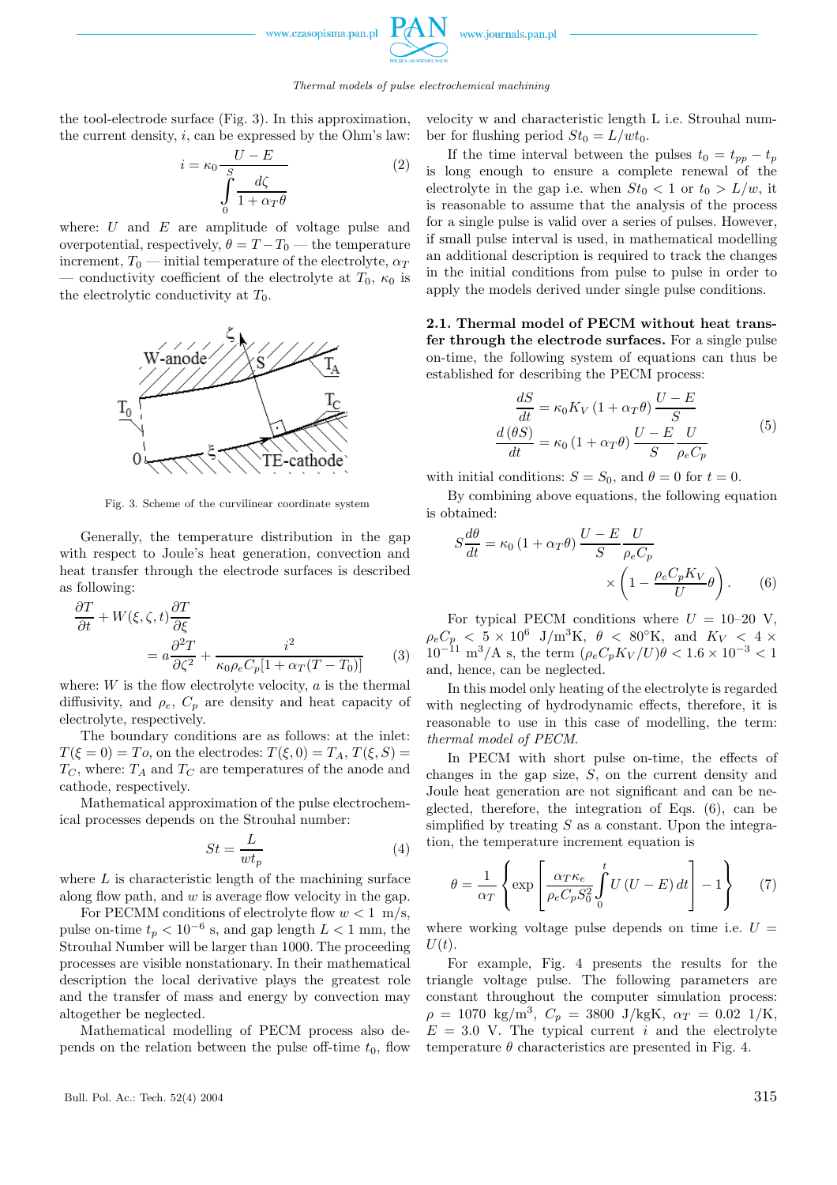the tool-electrode surface (Fig. 3). In this approximation, the current density, $i$, can be expressed by the Ohm's law:

$$i = \kappa_0 \frac{U - E}{\int\limits_0^S \frac{d\zeta}{1 + \alpha_T \theta}} \tag{2}$$

where: $U$ and $E$ are amplitude of voltage pulse and overpotential, respectively, $\theta = T - T_0$ — the temperature increment, $T_0$ — initial temperature of the electrolyte, $\alpha_T$ — conductivity coefficient of the electrolyte at $T_0$, $\kappa_0$ is the electrolytic conductivity at $T_0$.

Fig. 3. Scheme of the curvilinear coordinate system

Generally, the temperature distribution in the gap with respect to Joule's heat generation, convection and heat transfer through the electrode surfaces is described as following:

$$\frac{\partial T}{\partial t} + W(\xi, \zeta, t) \frac{\partial T}{\partial \xi} = a \frac{\partial^2 T}{\partial \zeta^2} + \frac{i^2}{\kappa_0 \rho_e C_p [1 + \alpha_T (T - T_0)]} \tag{3}$$

where: $W$ is the flow electrolyte velocity, $a$ is the thermal diffusivity, and $\rho_e$, $C_p$ are density and heat capacity of electrolyte, respectively.

The boundary conditions are as follows: at the inlet: $T(\xi = 0) = To$, on the electrodes: $T(\xi, 0) = T_A$, $T(\xi, S) = T_C$, where: $T_A$ and $T_C$ are temperatures of the anode and cathode, respectively.

Mathematical approximation of the pulse electrochemical processes depends on the Strouhal number:

$$St = \frac{L}{w t_p} \tag{4}$$

where $L$ is characteristic length of the machining surface along flow path, and $w$ is average flow velocity in the gap.

For PECMM conditions of electrolyte flow $w < 1$ m/s, pulse on-time $t_p < 10^{-6}$ s, and gap length $L < 1$ mm, the Strouhal Number will be larger than 1000. The proceeding processes are visible nonstationary. In their mathematical description the local derivative plays the greatest role and the transfer of mass and energy by convection may altogether be neglected.

Mathematical modelling of PECM process also depends on the relation between the pulse off-time $t_0$, flow velocity w and characteristic length L i.e. Strouhal number for flushing period $St_0 = L/wt_0$.

If the time interval between the pulses $t_0 = t_{pp} - t_p$ is long enough to ensure a complete renewal of the electrolyte in the gap i.e. when $St_0 < 1$ or $t_0 > L/w$, it is reasonable to assume that the analysis of the process for a single pulse is valid over a series of pulses. However, if small pulse interval is used, in mathematical modelling an additional description is required to track the changes in the initial conditions from pulse to pulse in order to apply the models derived under single pulse conditions.

### 2.1. Thermal model of PECM without heat transfer through the electrode surfaces.

For a single pulse on-time, the following system of equations can thus be established for describing the PECM process:

$$\begin{aligned} \frac{dS}{dt} &= \kappa_0 K_V (1 + \alpha_T \theta) \frac{U - E}{S} \\ \frac{d(\theta S)}{dt} &= \kappa_0 (1 + \alpha_T \theta) \frac{U - E}{S} \frac{U}{\rho_e C_p} \end{aligned} \tag{5}$$

with initial conditions: $S = S_0$, and $\theta = 0$ for $t = 0$.

By combining above equations, the following equation is obtained:

$$S \frac{d\theta}{dt} = \kappa_0 (1 + \alpha_T \theta) \frac{U - E}{S} \frac{U}{\rho_e C_p} \times \left(1 - \frac{\rho_e C_p K_V}{U} \theta\right). \tag{6}$$

For typical PECM conditions where $U$ = 10–20 V, $\rho_e C_p < 5 \times 10^6$ J/m$^3$K, $\theta < 80^\circ$K, and $K_V < 4 \times 10^{-11}$ m$^3$/A s, the term $(\rho_e C_p K_V / U)\theta < 1.6 \times 10^{-3} < 1$ and, hence, can be neglected.

In this model only heating of the electrolyte is regarded with neglecting of hydrodynamic effects, therefore, it is reasonable to use in this case of modelling, the term: *thermal model of PECM.*

In PECM with short pulse on-time, the effects of changes in the gap size, $S$, on the current density and Joule heat generation are not significant and can be neglected, therefore, the integration of Eqs. (6), can be simplified by treating $S$ as a constant. Upon the integration, the temperature increment equation is

$$\theta = \frac{1}{\alpha_T} \left\{ \exp\left[ \frac{\alpha_T \kappa_e}{\rho_e C_p S_0^2} \int\limits_0^t U(U - E)\, dt \right] - 1 \right\} \tag{7}$$

where working voltage pulse depends on time i.e. $U = U(t)$.

For example, Fig. 4 presents the results for the triangle voltage pulse. The following parameters are constant throughout the computer simulation process: $\rho$ = 1070 kg/m$^3$, $C_p$ = 3800 J/kgK, $\alpha_T$ = 0.02 1/K, $E$ = 3.0 V. The typical current $i$ and the electrolyte temperature $\theta$ characteristics are presented in Fig. 4.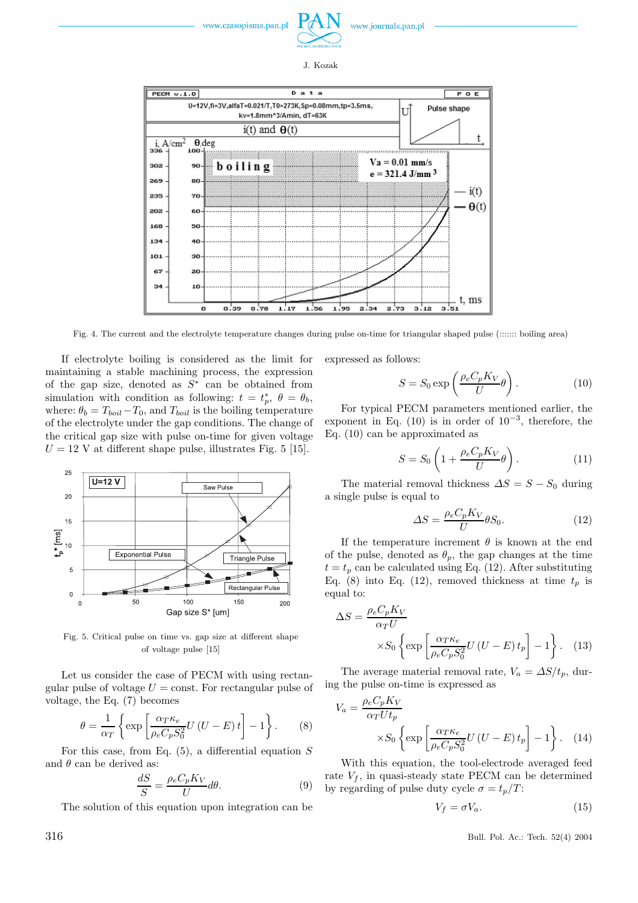Fig. 4. The current and the electrolyte temperature changes during pulse on-time for triangular shaped pulse (:::::: boiling area)

If electrolyte boiling is considered as the limit for maintaining a stable machining process, the expression of the gap size, denoted as $S^*$ can be obtained from simulation with condition as following: $t = t_p^*$, $\theta = \theta_b$, where: $\theta_b = T_{boil} - T_0$, and $T_{boil}$ is the boiling temperature of the electrolyte under the gap conditions. The change of the critical gap size with pulse on-time for given voltage $U = 12$ V at different shape pulse, illustrates Fig. 5 [15].

Fig. 5. Critical pulse on time vs. gap size at different shape of voltage pulse [15]

Let us consider the case of PECM with using rectangular pulse of voltage $U = \text{const}$. For rectangular pulse of voltage, the Eq. (7) becomes

$$\theta = \frac{1}{\alpha_T}\left\{\exp\left[\frac{\alpha_T \kappa_e}{\rho_e C_p S_0^2} U(U-E)t\right] - 1\right\}. \tag{8}$$

For this case, from Eq. (5), a differential equation $S$ and $\theta$ can be derived as:

$$\frac{dS}{S} = \frac{\rho_e C_p K_V}{U} d\theta. \tag{9}$$

The solution of this equation upon integration can be expressed as follows:

$$S = S_0 \exp\left(\frac{\rho_e C_p K_V}{U}\theta\right). \tag{10}$$

For typical PECM parameters mentioned earlier, the exponent in Eq. (10) is in order of $10^{-3}$, therefore, the Eq. (10) can be approximated as

$$S = S_0\left(1 + \frac{\rho_e C_p K_V}{U}\theta\right). \tag{11}$$

The material removal thickness $\Delta S = S - S_0$ during a single pulse is equal to

$$\Delta S = \frac{\rho_e C_p K_V}{U}\theta S_0. \tag{12}$$

If the temperature increment $\theta$ is known at the end of the pulse, denoted as $\theta_p$, the gap changes at the time $t = t_p$ can be calculated using Eq. (12). After substituting Eq. (8) into Eq. (12), removed thickness at time $t_p$ is equal to:

$$\Delta S = \frac{\rho_e C_p K_V}{\alpha_T U} \times S_0\left\{\exp\left[\frac{\alpha_T \kappa_e}{\rho_e C_p S_0^2} U(U-E)t_p\right] - 1\right\}. \tag{13}$$

The average material removal rate, $V_a = \Delta S/t_p$, during the pulse on-time is expressed as

$$V_a = \frac{\rho_e C_p K_V}{\alpha_T U t_p} \times S_0\left\{\exp\left[\frac{\alpha_T \kappa_e}{\rho_e C_p S_0^2} U(U-E)t_p\right] - 1\right\}. \tag{14}$$

With this equation, the tool-electrode averaged feed rate $V_f$, in quasi-steady state PECM can be determined by regarding of pulse duty cycle $\sigma = t_p/T$:

$$V_f = \sigma V_a. \tag{15}$$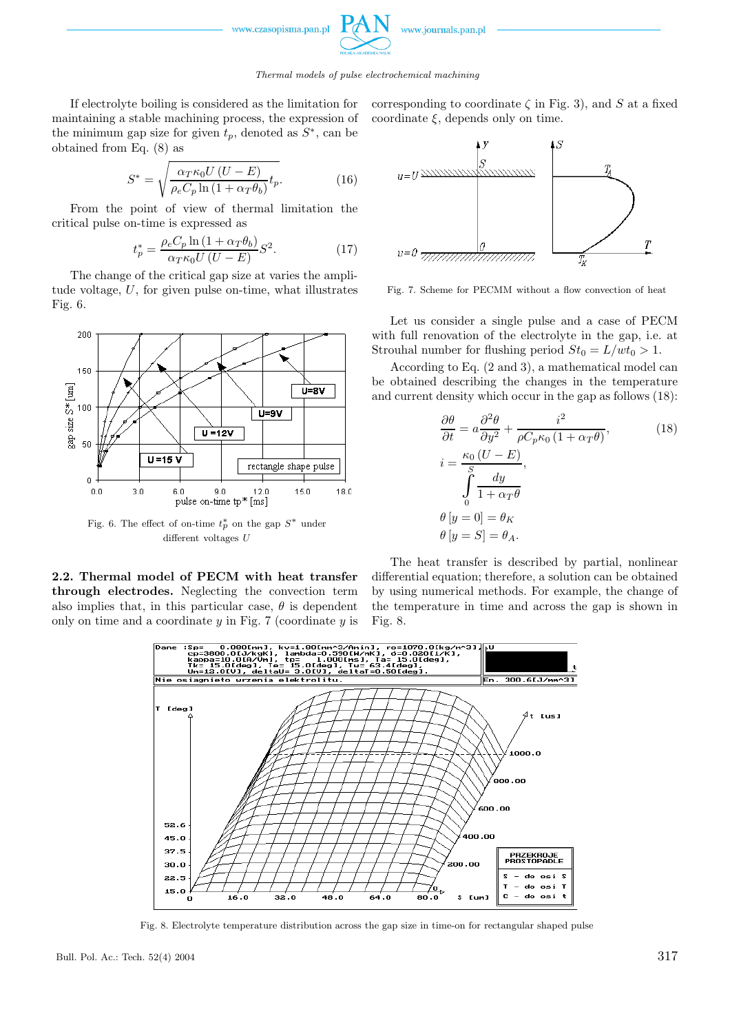If electrolyte boiling is considered as the limitation for maintaining a stable machining process, the expression of the minimum gap size for given $t_p$, denoted as $S^*$, can be obtained from Eq. (8) as

$$S^* = \sqrt{\frac{\alpha_T \kappa_0 U (U - E)}{\rho_e C_p \ln(1 + \alpha_T \theta_b)} t_p}. \tag{16}$$

From the point of view of thermal limitation the critical pulse on-time is expressed as

$$t_p^* = \frac{\rho_e C_p \ln(1 + \alpha_T \theta_b)}{\alpha_T \kappa_0 U (U - E)} S^2. \tag{17}$$

The change of the critical gap size at varies the amplitude voltage, $U$, for given pulse on-time, what illustrates Fig. 6.

Fig. 6. The effect of on-time $t_p^*$ on the gap $S^*$ under different voltages $U$

### 2.2. Thermal model of PECM with heat transfer through electrodes.

Neglecting the convection term also implies that, in this particular case, $\theta$ is dependent only on time and a coordinate $y$ in Fig. 7 (coordinate $y$ is corresponding to coordinate $\zeta$ in Fig. 3), and $S$ at a fixed coordinate $\xi$, depends only on time.

Fig. 7. Scheme for PECMM without a flow convection of heat

Let us consider a single pulse and a case of PECM with full renovation of the electrolyte in the gap, i.e. at Strouhal number for flushing period $St_0 = L/wt_0 > 1$.

According to Eq. (2 and 3), a mathematical model can be obtained describing the changes in the temperature and current density which occur in the gap as follows (18):

$$\frac{\partial \theta}{\partial t} = a\frac{\partial^2 \theta}{\partial y^2} + \frac{i^2}{\rho C_p \kappa_0 (1 + \alpha_T \theta)}, \tag{18}$$

$$i = \frac{\kappa_0 (U - E)}{\displaystyle\int_0^S \frac{dy}{1 + \alpha_T \theta}},$$

$$\theta[y = 0] = \theta_K$$

$$\theta[y = S] = \theta_A.$$

The heat transfer is described by partial, nonlinear differential equation; therefore, a solution can be obtained by using numerical methods. For example, the change of the temperature in time and across the gap is shown in Fig. 8.

Fig. 8. Electrolyte temperature distribution across the gap size in time-on for rectangular shaped pulse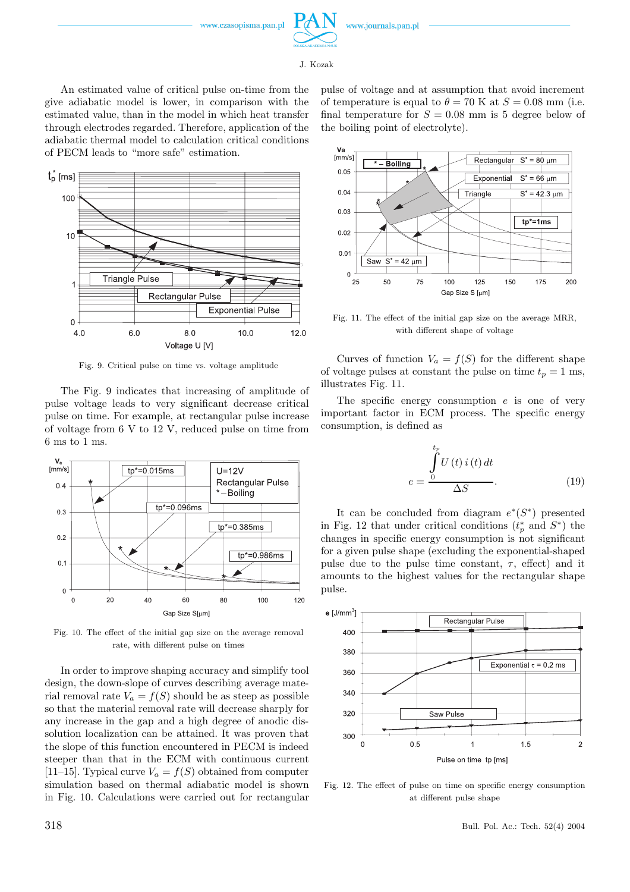An estimated value of critical pulse on-time from the give adiabatic model is lower, in comparison with the estimated value, than in the model in which heat transfer through electrodes regarded. Therefore, application of the adiabatic thermal model to calculation critical conditions of PECM leads to “more safe” estimation.

Fig. 9. Critical pulse on time vs. voltage amplitude

The Fig. 9 indicates that increasing of amplitude of pulse voltage leads to very significant decrease critical pulse on time. For example, at rectangular pulse increase of voltage from 6 V to 12 V, reduced pulse on time from 6 ms to 1 ms.

Fig. 10. The effect of the initial gap size on the average removal rate, with different pulse on times

In order to improve shaping accuracy and simplify tool design, the down-slope of curves describing average material removal rate $V_a = f(S)$ should be as steep as possible so that the material removal rate will decrease sharply for any increase in the gap and a high degree of anodic dissolution localization can be attained. It was proven that the slope of this function encountered in PECM is indeed steeper than that in the ECM with continuous current [11–15]. Typical curve $V_a = f(S)$ obtained from computer simulation based on thermal adiabatic model is shown in Fig. 10. Calculations were carried out for rectangular pulse of voltage and at assumption that avoid increment of temperature is equal to $\theta = 70$ K at $S = 0.08$ mm (i.e. final temperature for $S = 0.08$ mm is 5 degree below of the boiling point of electrolyte).

Fig. 11. The effect of the initial gap size on the average MRR, with different shape of voltage

Curves of function $V_a = f(S)$ for the different shape of voltage pulses at constant the pulse on time $t_p = 1$ ms, illustrates Fig. 11.

The specific energy consumption $e$ is one of very important factor in ECM process. The specific energy consumption, is defined as

$$e = \frac{\int_{0}^{t_p} U(t)\, i(t)\, dt}{\Delta S}. \tag{19}$$

It can be concluded from diagram $e^*(S^*)$ presented in Fig. 12 that under critical conditions ($t_p^*$ and $S^*$) the changes in specific energy consumption is not significant for a given pulse shape (excluding the exponential-shaped pulse due to the pulse time constant, $\tau$, effect) and it amounts to the highest values for the rectangular shape pulse.

Fig. 12. The effect of pulse on time on specific energy consumption at different pulse shape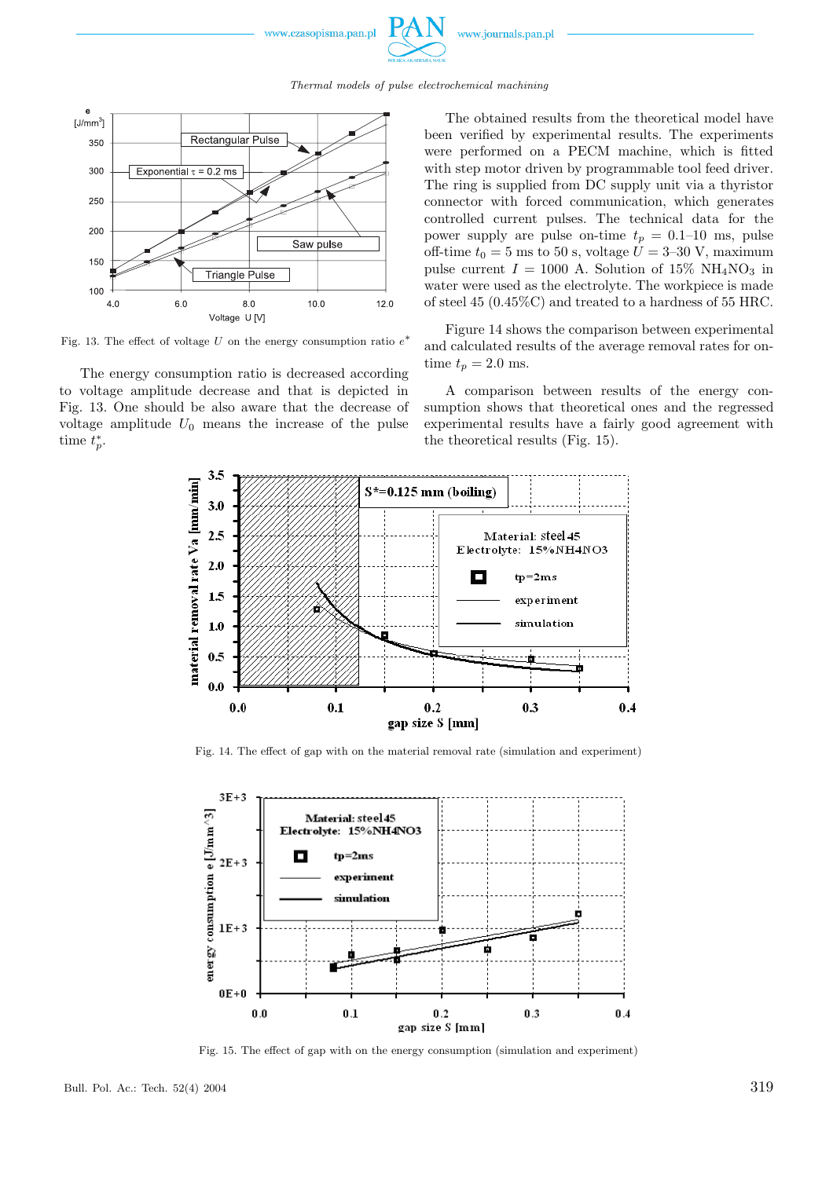Fig. 13. The effect of voltage $U$ on the energy consumption ratio $e^*$

The energy consumption ratio is decreased according to voltage amplitude decrease and that is depicted in Fig. 13. One should be also aware that the decrease of voltage amplitude $U_0$ means the increase of the pulse time $t_p^*$.

The obtained results from the theoretical model have been verified by experimental results. The experiments were performed on a PECM machine, which is fitted with step motor driven by programmable tool feed driver. The ring is supplied from DC supply unit via a thyristor connector with forced communication, which generates controlled current pulses. The technical data for the power supply are pulse on-time $t_p$ = 0.1–10 ms, pulse off-time $t_0$ = 5 ms to 50 s, voltage $U$ = 3–30 V, maximum pulse current $I$ = 1000 A. Solution of 15% $NH_4NO_3$ in water were used as the electrolyte. The workpiece is made of steel 45 (0.45%C) and treated to a hardness of 55 HRC.

Figure 14 shows the comparison between experimental and calculated results of the average removal rates for on-time $t_p$ = 2.0 ms.

A comparison between results of the energy consumption shows that theoretical ones and the regressed experimental results have a fairly good agreement with the theoretical results (Fig. 15).

Fig. 14. The effect of gap with on the material removal rate (simulation and experiment)

Fig. 15. The effect of gap with on the energy consumption (simulation and experiment)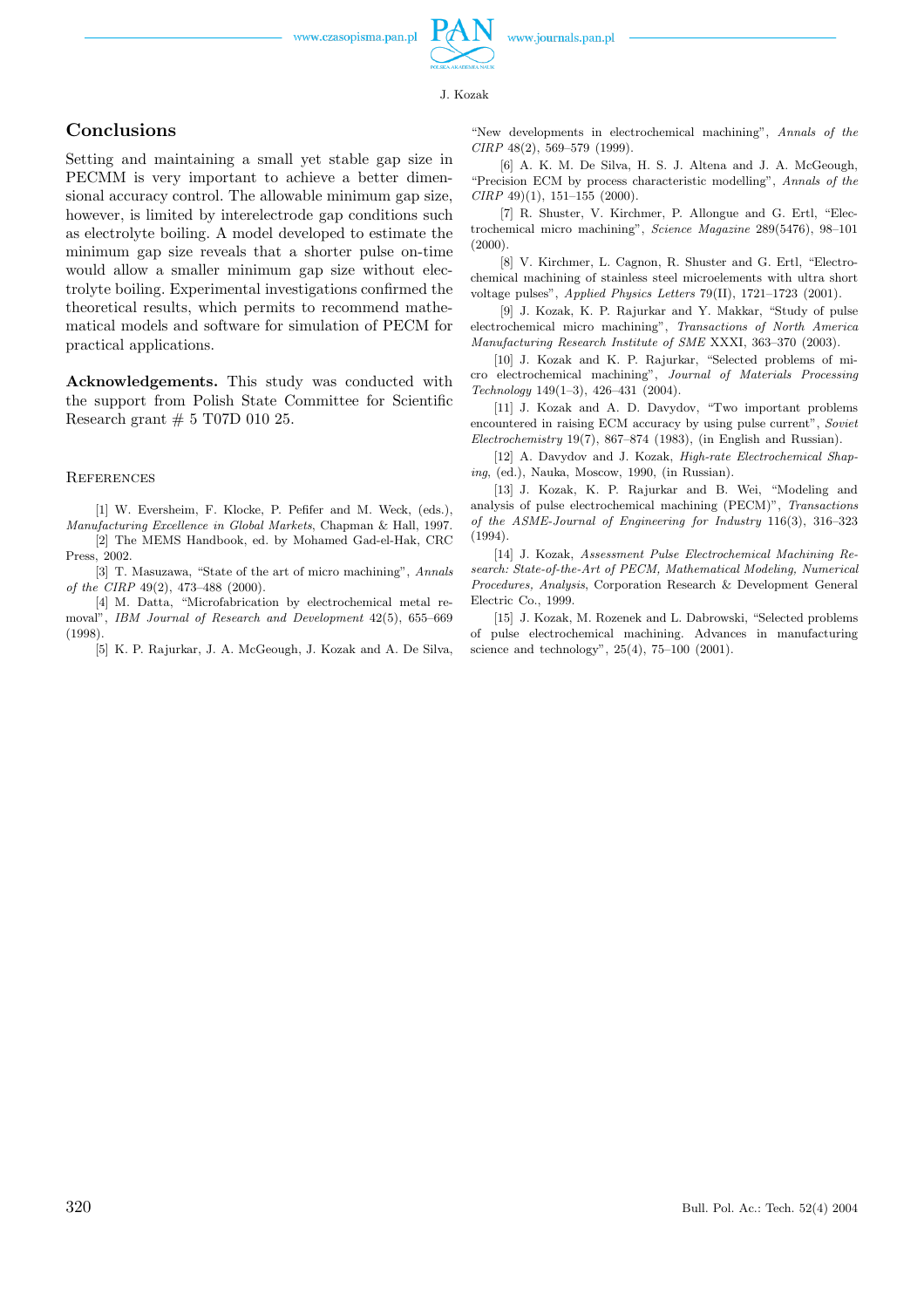## Conclusions

Setting and maintaining a small yet stable gap size in PECMM is very important to achieve a better dimensional accuracy control. The allowable minimum gap size, however, is limited by interelectrode gap conditions such as electrolyte boiling. A model developed to estimate the minimum gap size reveals that a shorter pulse on-time would allow a smaller minimum gap size without electrolyte boiling. Experimental investigations confirmed the theoretical results, which permits to recommend mathematical models and software for simulation of PECM for practical applications.

**Acknowledgements.** This study was conducted with the support from Polish State Committee for Scientific Research grant # 5 T07D 010 25.

## References

[1] W. Eversheim, F. Klocke, P. Pefifer and M. Weck, (eds.), *Manufacturing Excellence in Global Markets*, Chapman & Hall, 1997.

[2] The MEMS Handbook, ed. by Mohamed Gad-el-Hak, CRC Press, 2002.

[3] T. Masuzawa, "State of the art of micro machining", *Annals of the CIRP* 49(2), 473–488 (2000).

[4] M. Datta, "Microfabrication by electrochemical metal removal", *IBM Journal of Research and Development* 42(5), 655–669 (1998).

[5] K. P. Rajurkar, J. A. McGeough, J. Kozak and A. De Silva, "New developments in electrochemical machining", *Annals of the CIRP* 48(2), 569–579 (1999).

[6] A. K. M. De Silva, H. S. J. Altena and J. A. McGeough, "Precision ECM by process characteristic modelling", *Annals of the CIRP* 49)(1), 151–155 (2000).

[7] R. Shuster, V. Kirchmer, P. Allongue and G. Ertl, "Electrochemical micro machining", *Science Magazine* 289(5476), 98–101 (2000).

[8] V. Kirchmer, L. Cagnon, R. Shuster and G. Ertl, "Electrochemical machining of stainless steel microelements with ultra short voltage pulses", *Applied Physics Letters* 79(II), 1721–1723 (2001).

[9] J. Kozak, K. P. Rajurkar and Y. Makkar, "Study of pulse electrochemical micro machining", *Transactions of North America Manufacturing Research Institute of SME* XXXI, 363–370 (2003).

[10] J. Kozak and K. P. Rajurkar, "Selected problems of micro electrochemical machining", *Journal of Materials Processing Technology* 149(1–3), 426–431 (2004).

[11] J. Kozak and A. D. Davydov, "Two important problems encountered in raising ECM accuracy by using pulse current", *Soviet Electrochemistry* 19(7), 867–874 (1983), (in English and Russian).

[12] A. Davydov and J. Kozak, *High-rate Electrochemical Shaping*, (ed.), Nauka, Moscow, 1990, (in Russian).

[13] J. Kozak, K. P. Rajurkar and B. Wei, "Modeling and analysis of pulse electrochemical machining (PECM)", *Transactions of the ASME-Journal of Engineering for Industry* 116(3), 316–323 (1994).

[14] J. Kozak, *Assessment Pulse Electrochemical Machining Research: State-of-the-Art of PECM, Mathematical Modeling, Numerical Procedures, Analysis*, Corporation Research & Development General Electric Co., 1999.

[15] J. Kozak, M. Rozenek and L. Dabrowski, "Selected problems of pulse electrochemical machining. Advances in manufacturing science and technology", 25(4), 75–100 (2001).